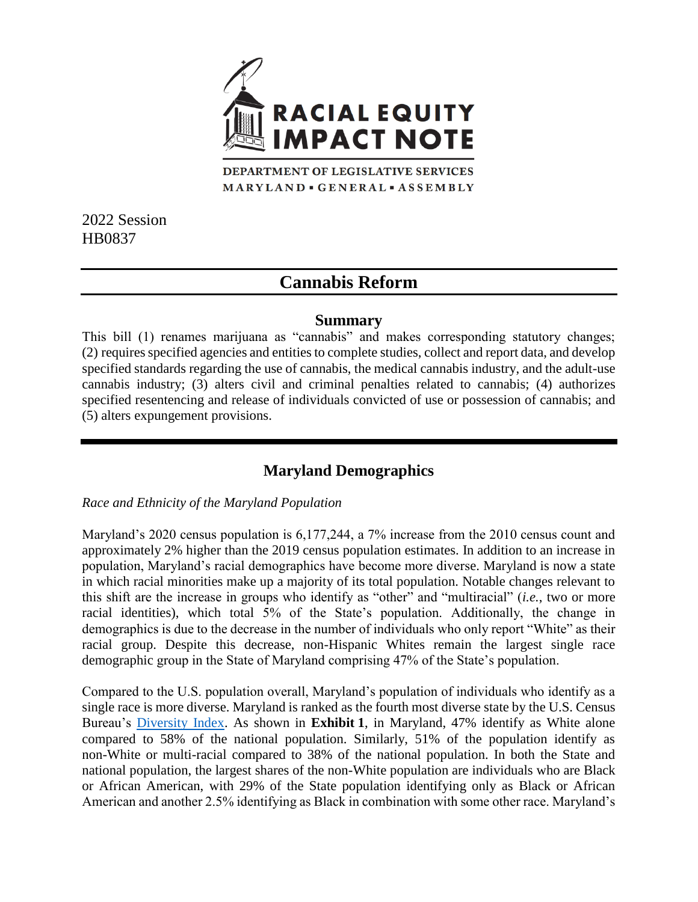# RACIAL EQUITY IMPACT NOTE

DEPARTMENT OF LEGISLATIVE SERVICES
MARYLAND ▪ GENERAL ▪ ASSEMBLY

2022 Session
HB0837

## Cannabis Reform

### Summary

This bill (1) renames marijuana as "cannabis" and makes corresponding statutory changes; (2) requires specified agencies and entities to complete studies, collect and report data, and develop specified standards regarding the use of cannabis, the medical cannabis industry, and the adult-use cannabis industry; (3) alters civil and criminal penalties related to cannabis; (4) authorizes specified resentencing and release of individuals convicted of use or possession of cannabis; and (5) alters expungement provisions.

## Maryland Demographics

*Race and Ethnicity of the Maryland Population*

Maryland's 2020 census population is 6,177,244, a 7% increase from the 2010 census count and approximately 2% higher than the 2019 census population estimates. In addition to an increase in population, Maryland's racial demographics have become more diverse. Maryland is now a state in which racial minorities make up a majority of its total population. Notable changes relevant to this shift are the increase in groups who identify as "other" and "multiracial" (*i.e.*, two or more racial identities), which total 5% of the State's population. Additionally, the change in demographics is due to the decrease in the number of individuals who only report "White" as their racial group. Despite this decrease, non-Hispanic Whites remain the largest single race demographic group in the State of Maryland comprising 47% of the State's population.

Compared to the U.S. population overall, Maryland's population of individuals who identify as a single race is more diverse. Maryland is ranked as the fourth most diverse state by the U.S. Census Bureau's [Diversity Index](). As shown in **Exhibit 1**, in Maryland, 47% identify as White alone compared to 58% of the national population. Similarly, 51% of the population identify as non-White or multi-racial compared to 38% of the national population. In both the State and national population, the largest shares of the non-White population are individuals who are Black or African American, with 29% of the State population identifying only as Black or African American and another 2.5% identifying as Black in combination with some other race. Maryland's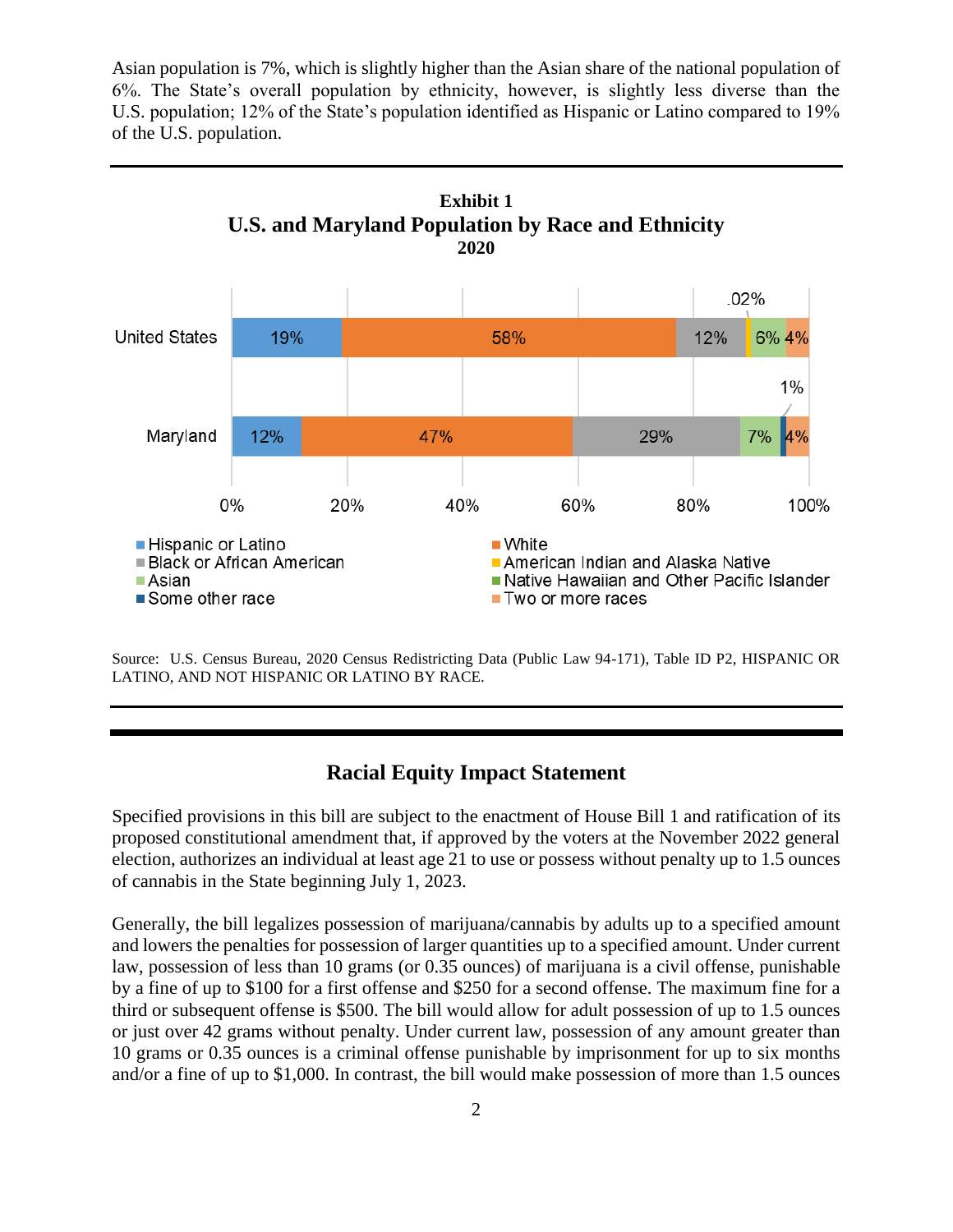Asian population is 7%, which is slightly higher than the Asian share of the national population of 6%. The State's overall population by ethnicity, however, is slightly less diverse than the U.S. population; 12% of the State's population identified as Hispanic or Latino compared to 19% of the U.S. population.

**Exhibit 1**
**U.S. and Maryland Population by Race and Ethnicity**
**2020**

| | Hispanic or Latino | White | Black or African American | American Indian and Alaska Native | Asian | Native Hawaiian and Other Pacific Islander | Some other race | Two or more races |
|---|---|---|---|---|---|---|---|---|
| United States | 19% | 58% | 12% | .02% | 6% | | | 4% |
| Maryland | 12% | 47% | 29% | | 7% | | 1% | 4% |

Source: U.S. Census Bureau, 2020 Census Redistricting Data (Public Law 94-171), Table ID P2, HISPANIC OR LATINO, AND NOT HISPANIC OR LATINO BY RACE.

## Racial Equity Impact Statement

Specified provisions in this bill are subject to the enactment of House Bill 1 and ratification of its proposed constitutional amendment that, if approved by the voters at the November 2022 general election, authorizes an individual at least age 21 to use or possess without penalty up to 1.5 ounces of cannabis in the State beginning July 1, 2023.

Generally, the bill legalizes possession of marijuana/cannabis by adults up to a specified amount and lowers the penalties for possession of larger quantities up to a specified amount. Under current law, possession of less than 10 grams (or 0.35 ounces) of marijuana is a civil offense, punishable by a fine of up to $100 for a first offense and $250 for a second offense. The maximum fine for a third or subsequent offense is $500. The bill would allow for adult possession of up to 1.5 ounces or just over 42 grams without penalty. Under current law, possession of any amount greater than 10 grams or 0.35 ounces is a criminal offense punishable by imprisonment for up to six months and/or a fine of up to $1,000. In contrast, the bill would make possession of more than 1.5 ounces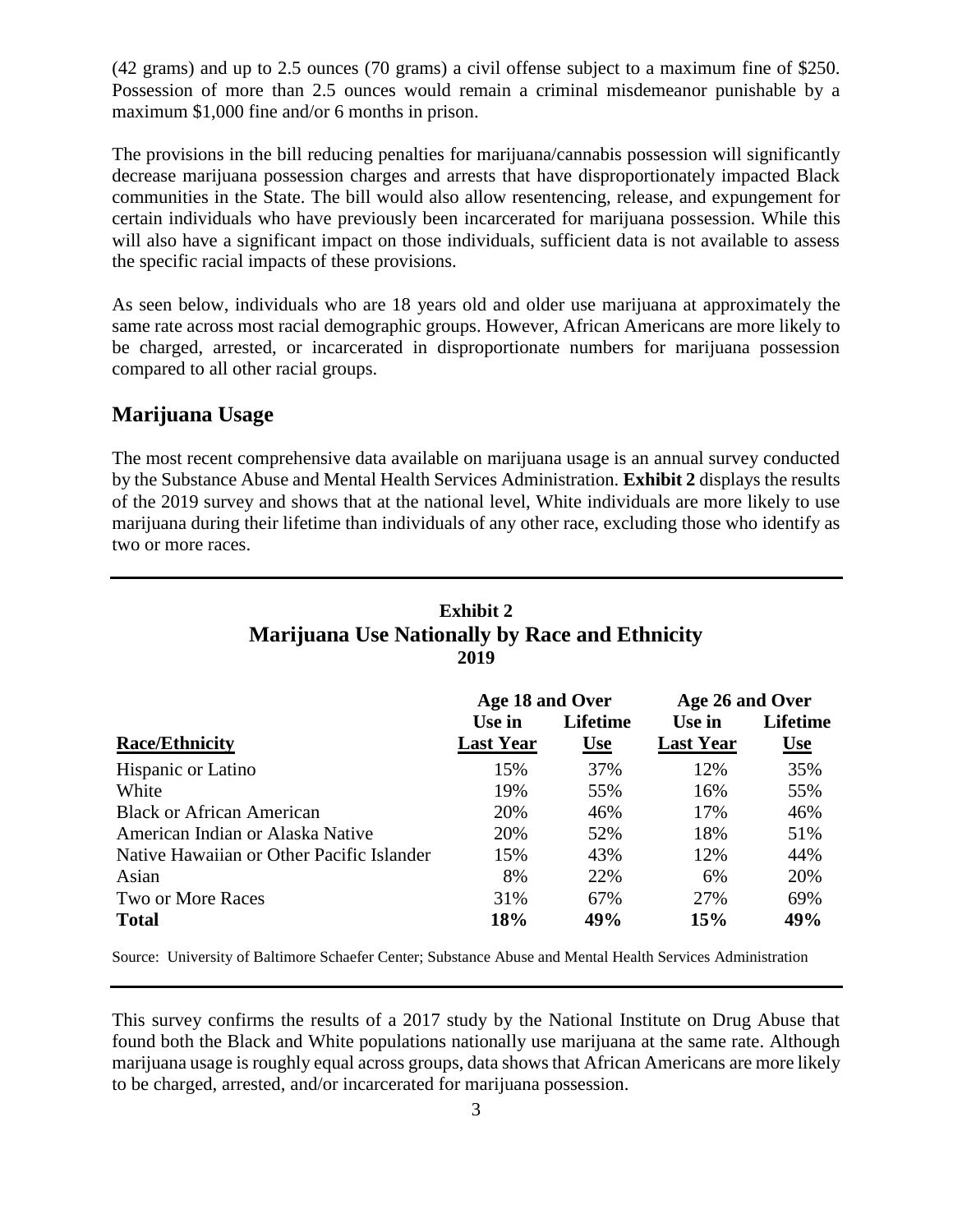(42 grams) and up to 2.5 ounces (70 grams) a civil offense subject to a maximum fine of $250. Possession of more than 2.5 ounces would remain a criminal misdemeanor punishable by a maximum $1,000 fine and/or 6 months in prison.

The provisions in the bill reducing penalties for marijuana/cannabis possession will significantly decrease marijuana possession charges and arrests that have disproportionately impacted Black communities in the State. The bill would also allow resentencing, release, and expungement for certain individuals who have previously been incarcerated for marijuana possession. While this will also have a significant impact on those individuals, sufficient data is not available to assess the specific racial impacts of these provisions.

As seen below, individuals who are 18 years old and older use marijuana at approximately the same rate across most racial demographic groups. However, African Americans are more likely to be charged, arrested, or incarcerated in disproportionate numbers for marijuana possession compared to all other racial groups.

## Marijuana Usage

The most recent comprehensive data available on marijuana usage is an annual survey conducted by the Substance Abuse and Mental Health Services Administration. **Exhibit 2** displays the results of the 2019 survey and shows that at the national level, White individuals are more likely to use marijuana during their lifetime than individuals of any other race, excluding those who identify as two or more races.

**Exhibit 2**
**Marijuana Use Nationally by Race and Ethnicity**
**2019**

| | Age 18 and Over | | Age 26 and Over | |
|---|---|---|---|---|
| **Race/Ethnicity** | **Use in Last Year** | **Lifetime Use** | **Use in Last Year** | **Lifetime Use** |
| Hispanic or Latino | 15% | 37% | 12% | 35% |
| White | 19% | 55% | 16% | 55% |
| Black or African American | 20% | 46% | 17% | 46% |
| American Indian or Alaska Native | 20% | 52% | 18% | 51% |
| Native Hawaiian or Other Pacific Islander | 15% | 43% | 12% | 44% |
| Asian | 8% | 22% | 6% | 20% |
| Two or More Races | 31% | 67% | 27% | 69% |
| **Total** | **18%** | **49%** | **15%** | **49%** |

Source: University of Baltimore Schaefer Center; Substance Abuse and Mental Health Services Administration

This survey confirms the results of a 2017 study by the National Institute on Drug Abuse that found both the Black and White populations nationally use marijuana at the same rate. Although marijuana usage is roughly equal across groups, data shows that African Americans are more likely to be charged, arrested, and/or incarcerated for marijuana possession.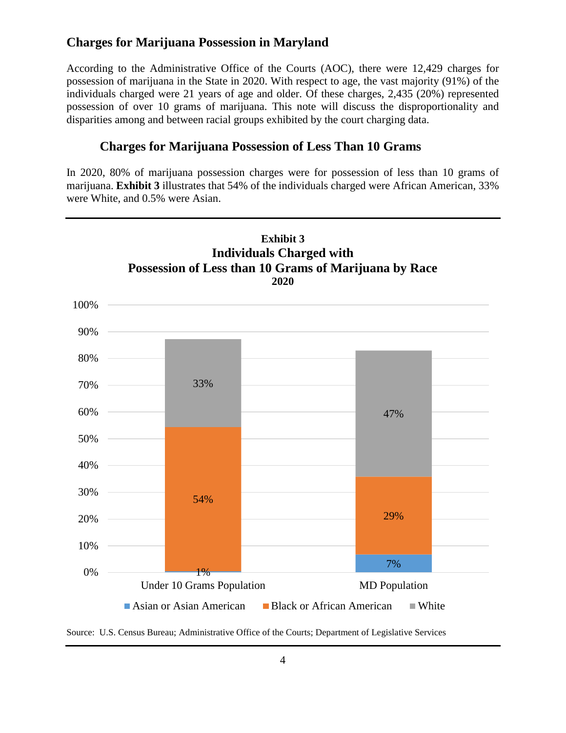## Charges for Marijuana Possession in Maryland

According to the Administrative Office of the Courts (AOC), there were 12,429 charges for possession of marijuana in the State in 2020. With respect to age, the vast majority (91%) of the individuals charged were 21 years of age and older. Of these charges, 2,435 (20%) represented possession of over 10 grams of marijuana. This note will discuss the disproportionality and disparities among and between racial groups exhibited by the court charging data.

### Charges for Marijuana Possession of Less Than 10 Grams

In 2020, 80% of marijuana possession charges were for possession of less than 10 grams of marijuana. **Exhibit 3** illustrates that 54% of the individuals charged were African American, 33% were White, and 0.5% were Asian.

**Exhibit 3**
**Individuals Charged with Possession of Less than 10 Grams of Marijuana by Race**
**2020**

| | Under 10 Grams Population | MD Population |
|---|---|---|
| Asian or Asian American | 1% | 7% |
| Black or African American | 54% | 29% |
| White | 33% | 47% |

Source: U.S. Census Bureau; Administrative Office of the Courts; Department of Legislative Services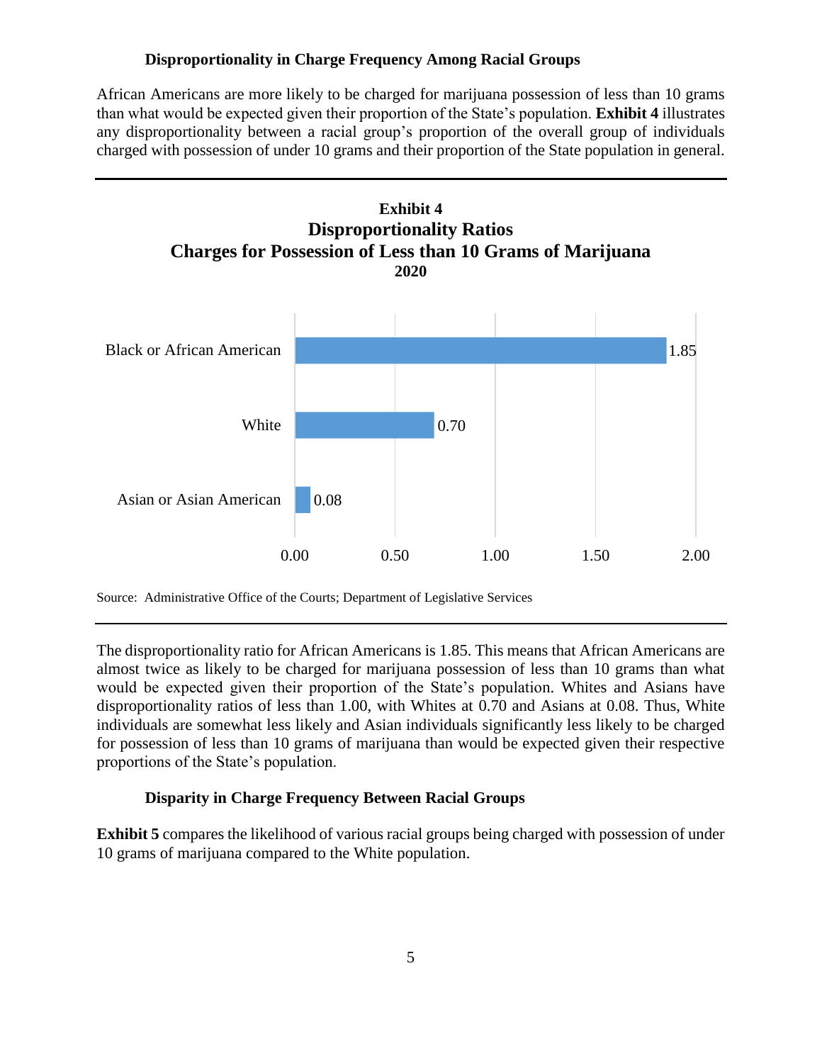### Disproportionality in Charge Frequency Among Racial Groups

African Americans are more likely to be charged for marijuana possession of less than 10 grams than what would be expected given their proportion of the State's population. **Exhibit 4** illustrates any disproportionality between a racial group's proportion of the overall group of individuals charged with possession of under 10 grams and their proportion of the State population in general.

**Exhibit 4**
**Disproportionality Ratios**
**Charges for Possession of Less than 10 Grams of Marijuana**
**2020**

| Racial Group | Disproportionality Ratio |
| --- | --- |
| Black or African American | 1.85 |
| White | 0.70 |
| Asian or Asian American | 0.08 |

Source: Administrative Office of the Courts; Department of Legislative Services

The disproportionality ratio for African Americans is 1.85. This means that African Americans are almost twice as likely to be charged for marijuana possession of less than 10 grams than what would be expected given their proportion of the State's population. Whites and Asians have disproportionality ratios of less than 1.00, with Whites at 0.70 and Asians at 0.08. Thus, White individuals are somewhat less likely and Asian individuals significantly less likely to be charged for possession of less than 10 grams of marijuana than would be expected given their respective proportions of the State's population.

### Disparity in Charge Frequency Between Racial Groups

**Exhibit 5** compares the likelihood of various racial groups being charged with possession of under 10 grams of marijuana compared to the White population.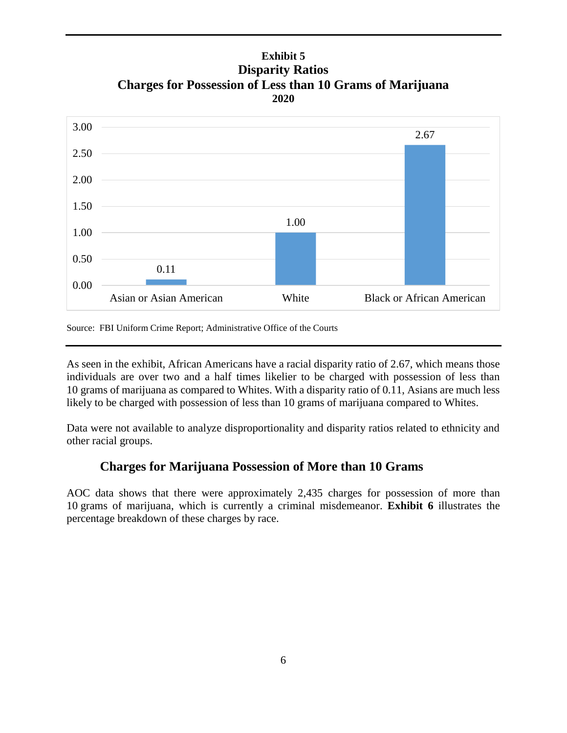**Exhibit 5**
**Disparity Ratios**
**Charges for Possession of Less than 10 Grams of Marijuana**
**2020**

| Race | Disparity Ratio |
|---|---|
| Asian or Asian American | 0.11 |
| White | 1.00 |
| Black or African American | 2.67 |

Source: FBI Uniform Crime Report; Administrative Office of the Courts

As seen in the exhibit, African Americans have a racial disparity ratio of 2.67, which means those individuals are over two and a half times likelier to be charged with possession of less than 10 grams of marijuana as compared to Whites. With a disparity ratio of 0.11, Asians are much less likely to be charged with possession of less than 10 grams of marijuana compared to Whites.

Data were not available to analyze disproportionality and disparity ratios related to ethnicity and other racial groups.

## Charges for Marijuana Possession of More than 10 Grams

AOC data shows that there were approximately 2,435 charges for possession of more than 10 grams of marijuana, which is currently a criminal misdemeanor. **Exhibit 6** illustrates the percentage breakdown of these charges by race.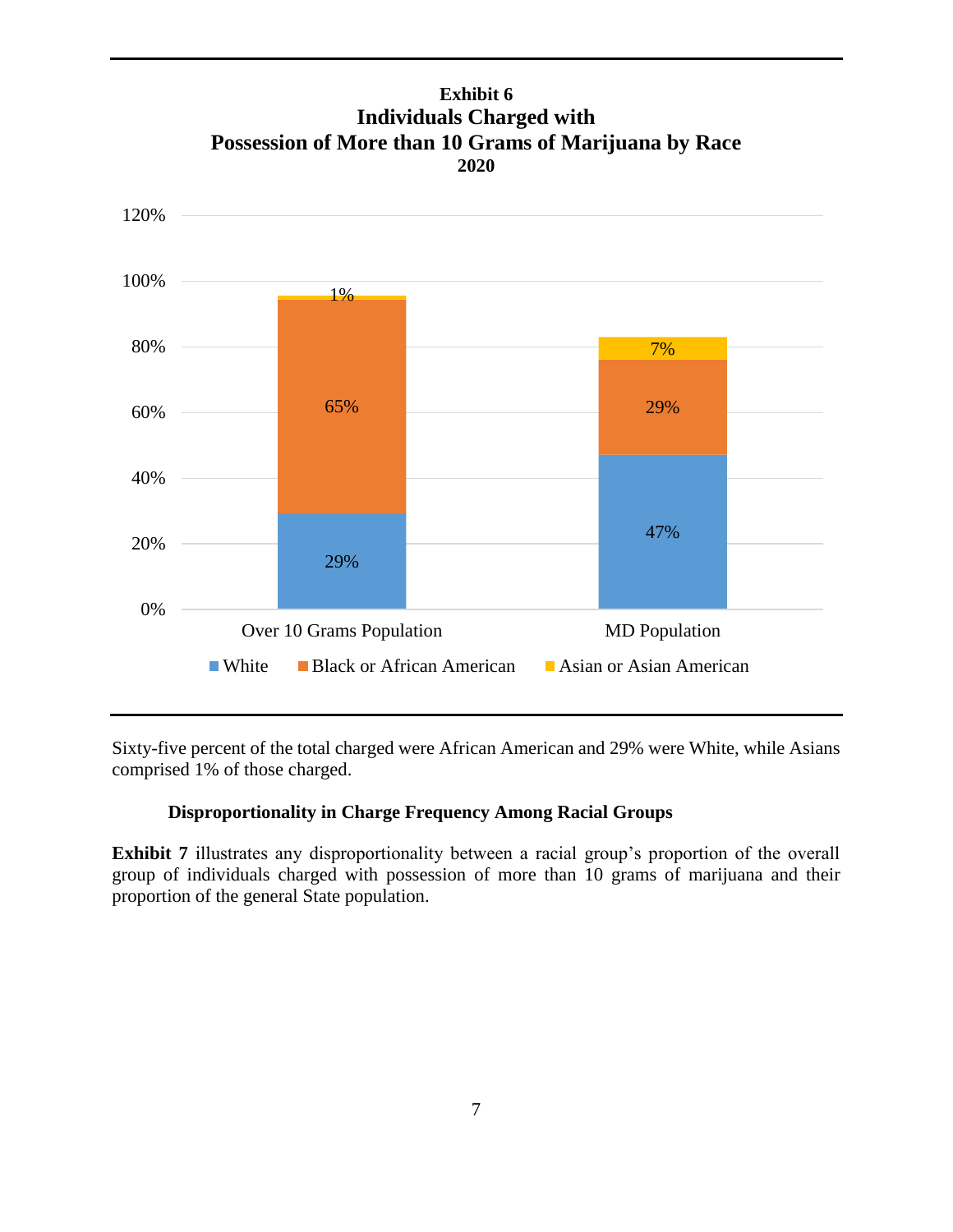**Exhibit 6**
**Individuals Charged with**
**Possession of More than 10 Grams of Marijuana by Race**
**2020**

| | White | Black or African American | Asian or Asian American |
|---|---|---|---|
| Over 10 Grams Population | 29% | 65% | 1% |
| MD Population | 47% | 29% | 7% |

Sixty-five percent of the total charged were African American and 29% were White, while Asians comprised 1% of those charged.

### Disproportionality in Charge Frequency Among Racial Groups

**Exhibit 7** illustrates any disproportionality between a racial group's proportion of the overall group of individuals charged with possession of more than 10 grams of marijuana and their proportion of the general State population.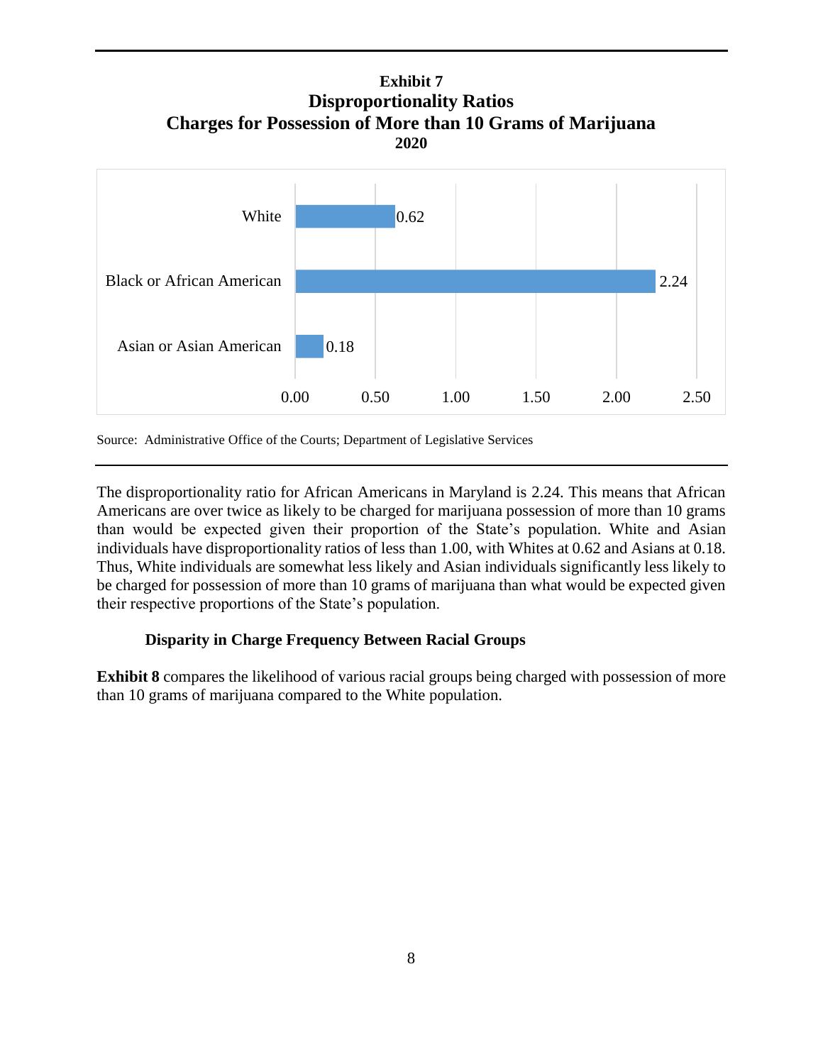**Exhibit 7**
**Disproportionality Ratios**
**Charges for Possession of More than 10 Grams of Marijuana**
**2020**

| Race | Disproportionality Ratio |
|---|---|
| White | 0.62 |
| Black or African American | 2.24 |
| Asian or Asian American | 0.18 |

Source: Administrative Office of the Courts; Department of Legislative Services

The disproportionality ratio for African Americans in Maryland is 2.24. This means that African Americans are over twice as likely to be charged for marijuana possession of more than 10 grams than would be expected given their proportion of the State's population. White and Asian individuals have disproportionality ratios of less than 1.00, with Whites at 0.62 and Asians at 0.18. Thus, White individuals are somewhat less likely and Asian individuals significantly less likely to be charged for possession of more than 10 grams of marijuana than what would be expected given their respective proportions of the State's population.

### Disparity in Charge Frequency Between Racial Groups

**Exhibit 8** compares the likelihood of various racial groups being charged with possession of more than 10 grams of marijuana compared to the White population.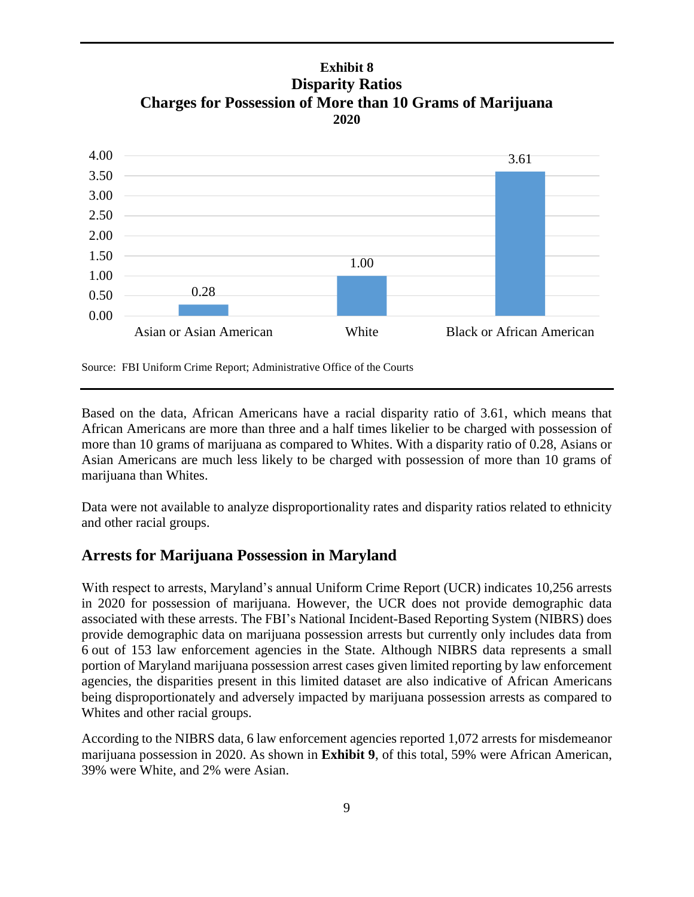**Exhibit 8**
**Disparity Ratios**
**Charges for Possession of More than 10 Grams of Marijuana**
**2020**

| Race | Disparity Ratio |
|---|---|
| Asian or Asian American | 0.28 |
| White | 1.00 |
| Black or African American | 3.61 |

Source: FBI Uniform Crime Report; Administrative Office of the Courts

Based on the data, African Americans have a racial disparity ratio of 3.61, which means that African Americans are more than three and a half times likelier to be charged with possession of more than 10 grams of marijuana as compared to Whites. With a disparity ratio of 0.28, Asians or Asian Americans are much less likely to be charged with possession of more than 10 grams of marijuana than Whites.

Data were not available to analyze disproportionality rates and disparity ratios related to ethnicity and other racial groups.

## Arrests for Marijuana Possession in Maryland

With respect to arrests, Maryland's annual Uniform Crime Report (UCR) indicates 10,256 arrests in 2020 for possession of marijuana. However, the UCR does not provide demographic data associated with these arrests. The FBI's National Incident-Based Reporting System (NIBRS) does provide demographic data on marijuana possession arrests but currently only includes data from 6 out of 153 law enforcement agencies in the State. Although NIBRS data represents a small portion of Maryland marijuana possession arrest cases given limited reporting by law enforcement agencies, the disparities present in this limited dataset are also indicative of African Americans being disproportionately and adversely impacted by marijuana possession arrests as compared to Whites and other racial groups.

According to the NIBRS data, 6 law enforcement agencies reported 1,072 arrests for misdemeanor marijuana possession in 2020. As shown in **Exhibit 9**, of this total, 59% were African American, 39% were White, and 2% were Asian.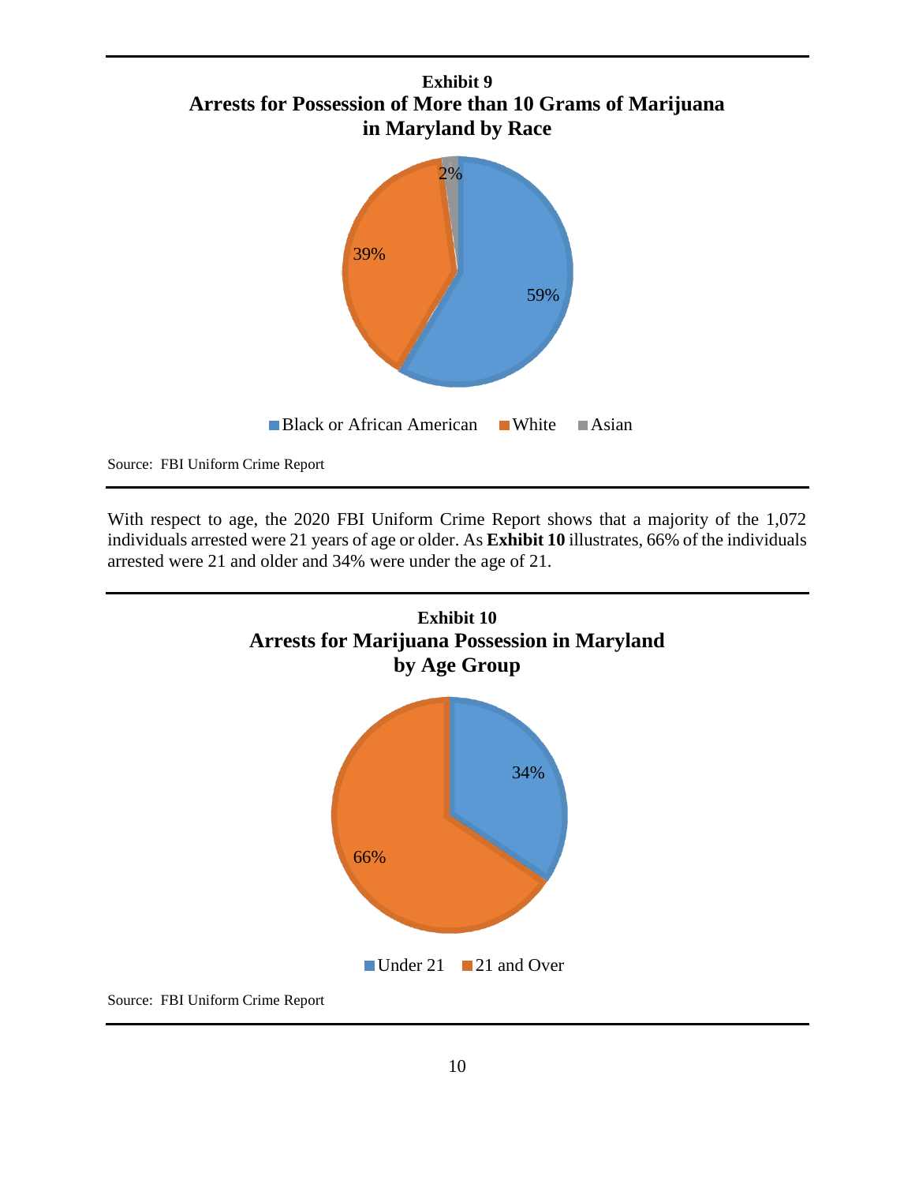**Exhibit 9**
**Arrests for Possession of More than 10 Grams of Marijuana in Maryland by Race**

| Race | Percent |
|---|---|
| Black or African American | 59% |
| White | 39% |
| Asian | 2% |

Source: FBI Uniform Crime Report

With respect to age, the 2020 FBI Uniform Crime Report shows that a majority of the 1,072 individuals arrested were 21 years of age or older. As **Exhibit 10** illustrates, 66% of the individuals arrested were 21 and older and 34% were under the age of 21.

**Exhibit 10**
**Arrests for Marijuana Possession in Maryland by Age Group**

| Age Group | Percent |
|---|---|
| Under 21 | 34% |
| 21 and Over | 66% |

Source: FBI Uniform Crime Report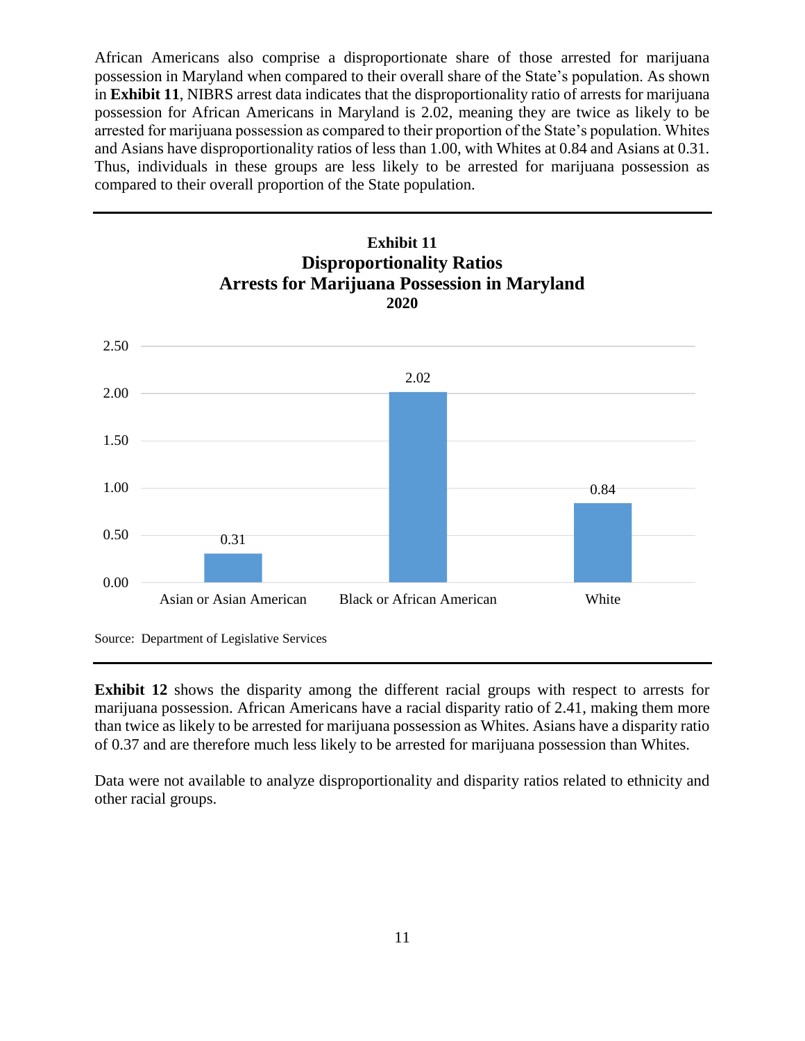African Americans also comprise a disproportionate share of those arrested for marijuana possession in Maryland when compared to their overall share of the State's population. As shown in **Exhibit 11**, NIBRS arrest data indicates that the disproportionality ratio of arrests for marijuana possession for African Americans in Maryland is 2.02, meaning they are twice as likely to be arrested for marijuana possession as compared to their proportion of the State's population. Whites and Asians have disproportionality ratios of less than 1.00, with Whites at 0.84 and Asians at 0.31. Thus, individuals in these groups are less likely to be arrested for marijuana possession as compared to their overall proportion of the State population.

**Exhibit 11**
**Disproportionality Ratios**
**Arrests for Marijuana Possession in Maryland**
**2020**

| Race | Disproportionality Ratio |
|---|---|
| Asian or Asian American | 0.31 |
| Black or African American | 2.02 |
| White | 0.84 |

Source: Department of Legislative Services

**Exhibit 12** shows the disparity among the different racial groups with respect to arrests for marijuana possession. African Americans have a racial disparity ratio of 2.41, making them more than twice as likely to be arrested for marijuana possession as Whites. Asians have a disparity ratio of 0.37 and are therefore much less likely to be arrested for marijuana possession than Whites.

Data were not available to analyze disproportionality and disparity ratios related to ethnicity and other racial groups.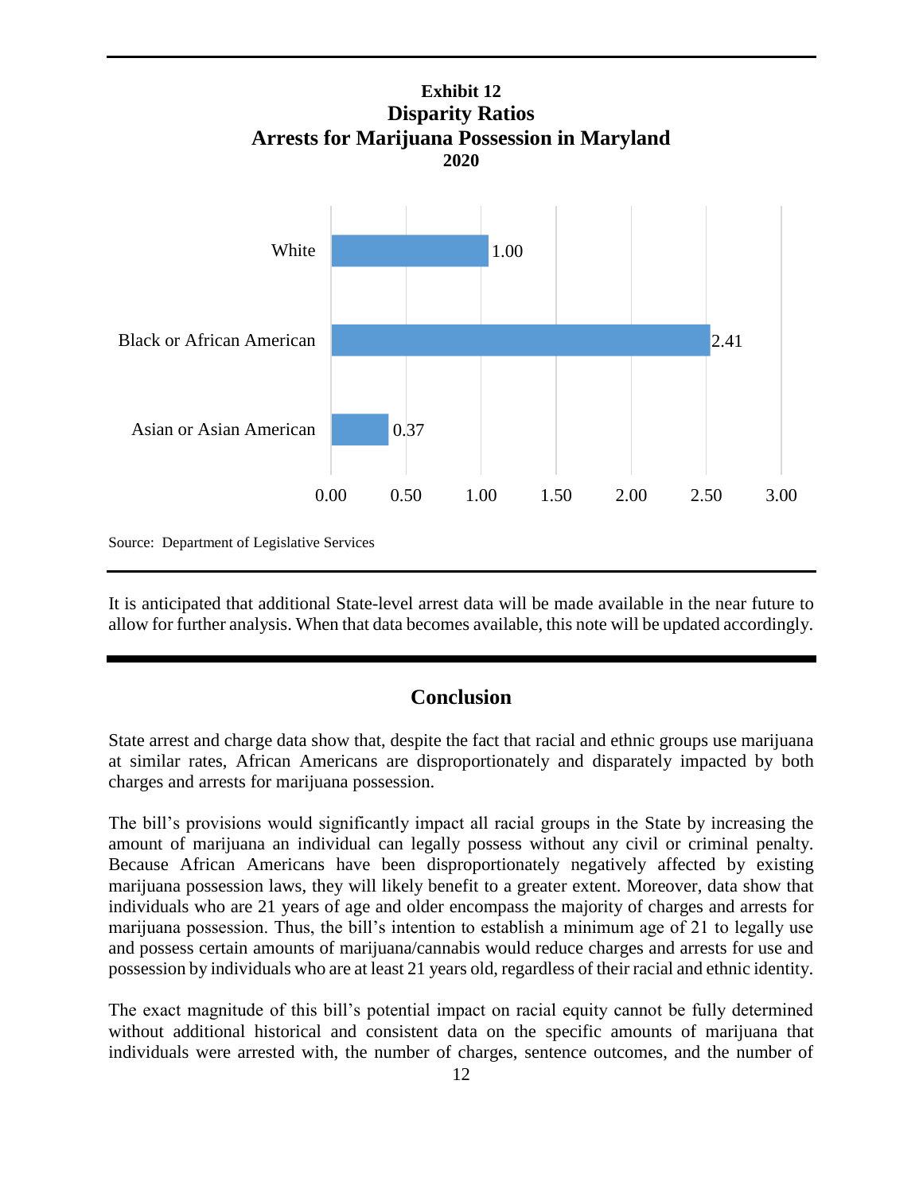**Exhibit 12**
**Disparity Ratios**
**Arrests for Marijuana Possession in Maryland**
**2020**

| Race | Disparity Ratio |
|---|---|
| White | 1.00 |
| Black or African American | 2.41 |
| Asian or Asian American | 0.37 |

Source: Department of Legislative Services

It is anticipated that additional State-level arrest data will be made available in the near future to allow for further analysis. When that data becomes available, this note will be updated accordingly.

## Conclusion

State arrest and charge data show that, despite the fact that racial and ethnic groups use marijuana at similar rates, African Americans are disproportionately and disparately impacted by both charges and arrests for marijuana possession.

The bill's provisions would significantly impact all racial groups in the State by increasing the amount of marijuana an individual can legally possess without any civil or criminal penalty. Because African Americans have been disproportionately negatively affected by existing marijuana possession laws, they will likely benefit to a greater extent. Moreover, data show that individuals who are 21 years of age and older encompass the majority of charges and arrests for marijuana possession. Thus, the bill's intention to establish a minimum age of 21 to legally use and possess certain amounts of marijuana/cannabis would reduce charges and arrests for use and possession by individuals who are at least 21 years old, regardless of their racial and ethnic identity.

The exact magnitude of this bill's potential impact on racial equity cannot be fully determined without additional historical and consistent data on the specific amounts of marijuana that individuals were arrested with, the number of charges, sentence outcomes, and the number of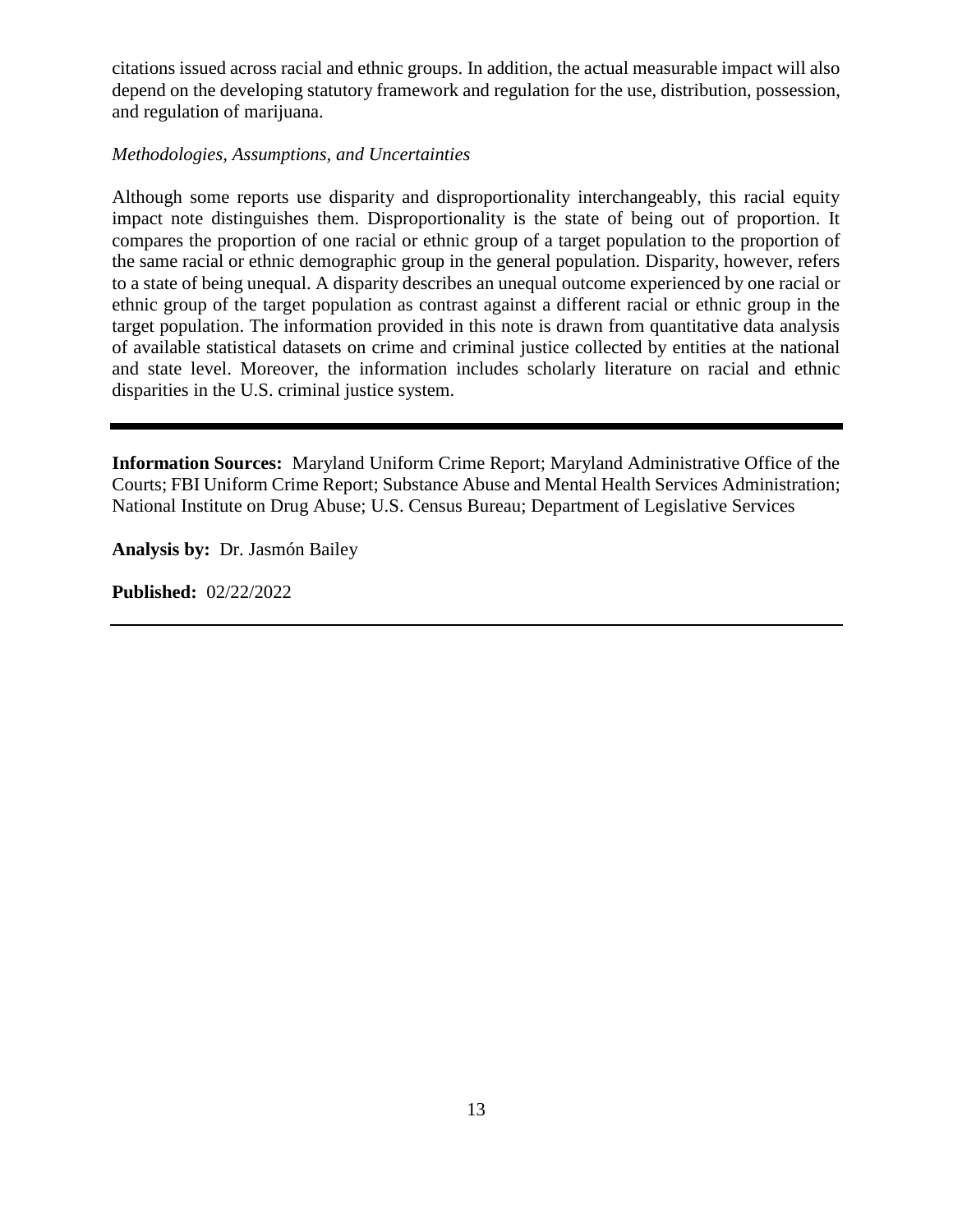citations issued across racial and ethnic groups. In addition, the actual measurable impact will also depend on the developing statutory framework and regulation for the use, distribution, possession, and regulation of marijuana.

*Methodologies, Assumptions, and Uncertainties*

Although some reports use disparity and disproportionality interchangeably, this racial equity impact note distinguishes them. Disproportionality is the state of being out of proportion. It compares the proportion of one racial or ethnic group of a target population to the proportion of the same racial or ethnic demographic group in the general population. Disparity, however, refers to a state of being unequal. A disparity describes an unequal outcome experienced by one racial or ethnic group of the target population as contrast against a different racial or ethnic group in the target population. The information provided in this note is drawn from quantitative data analysis of available statistical datasets on crime and criminal justice collected by entities at the national and state level. Moreover, the information includes scholarly literature on racial and ethnic disparities in the U.S. criminal justice system.

---

**Information Sources:** Maryland Uniform Crime Report; Maryland Administrative Office of the Courts; FBI Uniform Crime Report; Substance Abuse and Mental Health Services Administration; National Institute on Drug Abuse; U.S. Census Bureau; Department of Legislative Services

**Analysis by:** Dr. Jasmón Bailey

**Published:** 02/22/2022

---